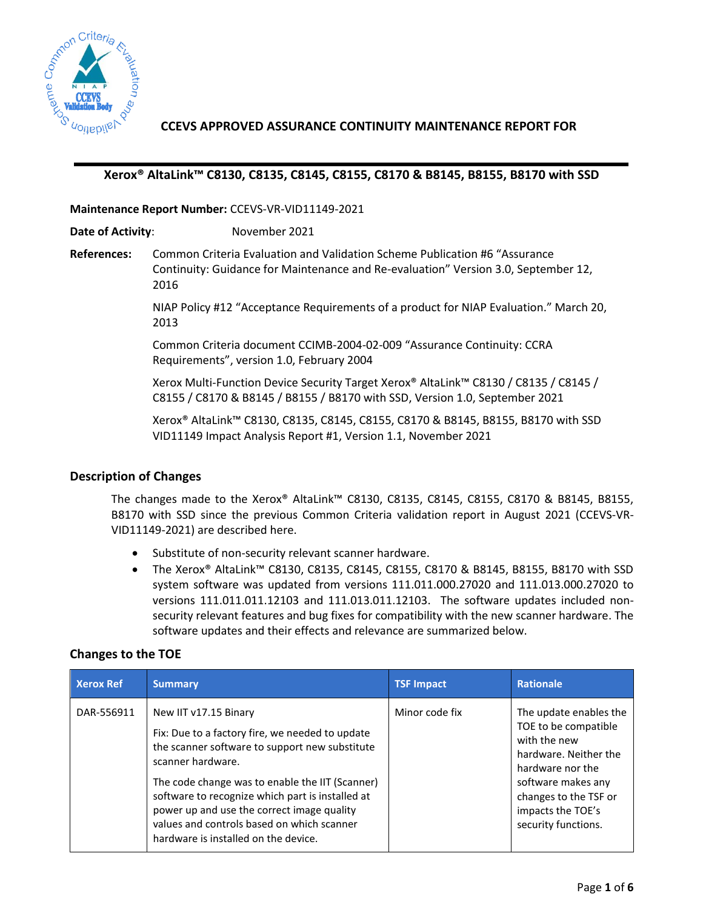# CCEVS APPROVED ASSURANCE CONTINUITY MAINTENANCE REPORT FOR

## Xerox® AltaLink™ C8130, C8135, C8145, C8155, C8170 & B8145, B8155, B8170 with SSD

**Maintenance Report Number:** CCEVS-VR-VID11149-2021

**Date of Activity**: November 2021

**References:** Common Criteria Evaluation and Validation Scheme Publication #6 "Assurance Continuity: Guidance for Maintenance and Re-evaluation" Version 3.0, September 12, 2016

NIAP Policy #12 "Acceptance Requirements of a product for NIAP Evaluation." March 20, 2013

Common Criteria document CCIMB-2004-02-009 "Assurance Continuity: CCRA Requirements", version 1.0, February 2004

Xerox Multi-Function Device Security Target Xerox® AltaLink™ C8130 / C8135 / C8145 / C8155 / C8170 & B8145 / B8155 / B8170 with SSD, Version 1.0, September 2021

Xerox® AltaLink™ C8130, C8135, C8145, C8155, C8170 & B8145, B8155, B8170 with SSD VID11149 Impact Analysis Report #1, Version 1.1, November 2021

### Description of Changes

The changes made to the Xerox® AltaLink™ C8130, C8135, C8145, C8155, C8170 & B8145, B8155, B8170 with SSD since the previous Common Criteria validation report in August 2021 (CCEVS-VR-VID11149-2021) are described here.

- Substitute of non-security relevant scanner hardware.
- The Xerox® AltaLink™ C8130, C8135, C8145, C8155, C8170 & B8145, B8155, B8170 with SSD system software was updated from versions 111.011.000.27020 and 111.013.000.27020 to versions 111.011.011.12103 and 111.013.011.12103. The software updates included non-security relevant features and bug fixes for compatibility with the new scanner hardware. The software updates and their effects and relevance are summarized below.

### Changes to the TOE

| Xerox Ref | Summary | TSF Impact | Rationale |
|---|---|---|---|
| DAR-556911 | New IIT v17.15 Binary<br><br>Fix: Due to a factory fire, we needed to update the scanner software to support new substitute scanner hardware.<br><br>The code change was to enable the IIT (Scanner) software to recognize which part is installed at power up and use the correct image quality values and controls based on which scanner hardware is installed on the device. | Minor code fix | The update enables the TOE to be compatible with the new hardware. Neither the hardware nor the software makes any changes to the TSF or impacts the TOE's security functions. |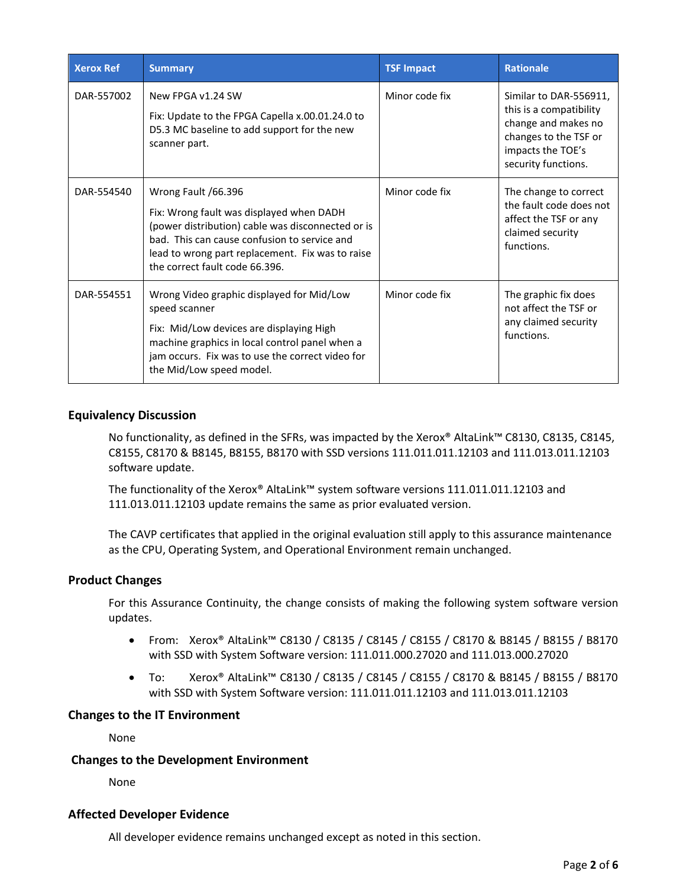| Xerox Ref | Summary | TSF Impact | Rationale |
|---|---|---|---|
| DAR-557002 | New FPGA v1.24 SW<br><br>Fix: Update to the FPGA Capella x.00.01.24.0 to D5.3 MC baseline to add support for the new scanner part. | Minor code fix | Similar to DAR-556911, this is a compatibility change and makes no changes to the TSF or impacts the TOE's security functions. |
| DAR-554540 | Wrong Fault /66.396<br><br>Fix: Wrong fault was displayed when DADH (power distribution) cable was disconnected or is bad. This can cause confusion to service and lead to wrong part replacement. Fix was to raise the correct fault code 66.396. | Minor code fix | The change to correct the fault code does not affect the TSF or any claimed security functions. |
| DAR-554551 | Wrong Video graphic displayed for Mid/Low speed scanner<br><br>Fix: Mid/Low devices are displaying High machine graphics in local control panel when a jam occurs. Fix was to use the correct video for the Mid/Low speed model. | Minor code fix | The graphic fix does not affect the TSF or any claimed security functions. |

## Equivalency Discussion

No functionality, as defined in the SFRs, was impacted by the Xerox® AltaLink™ C8130, C8135, C8145, C8155, C8170 & B8145, B8155, B8170 with SSD versions 111.011.011.12103 and 111.013.011.12103 software update.

The functionality of the Xerox® AltaLink™ system software versions 111.011.011.12103 and 111.013.011.12103 update remains the same as prior evaluated version.

The CAVP certificates that applied in the original evaluation still apply to this assurance maintenance as the CPU, Operating System, and Operational Environment remain unchanged.

## Product Changes

For this Assurance Continuity, the change consists of making the following system software version updates.

- From: Xerox® AltaLink™ C8130 / C8135 / C8145 / C8155 / C8170 & B8145 / B8155 / B8170 with SSD with System Software version: 111.011.000.27020 and 111.013.000.27020
- To: Xerox® AltaLink™ C8130 / C8135 / C8145 / C8155 / C8170 & B8145 / B8155 / B8170 with SSD with System Software version: 111.011.011.12103 and 111.013.011.12103

## Changes to the IT Environment

None

## Changes to the Development Environment

None

## Affected Developer Evidence

All developer evidence remains unchanged except as noted in this section.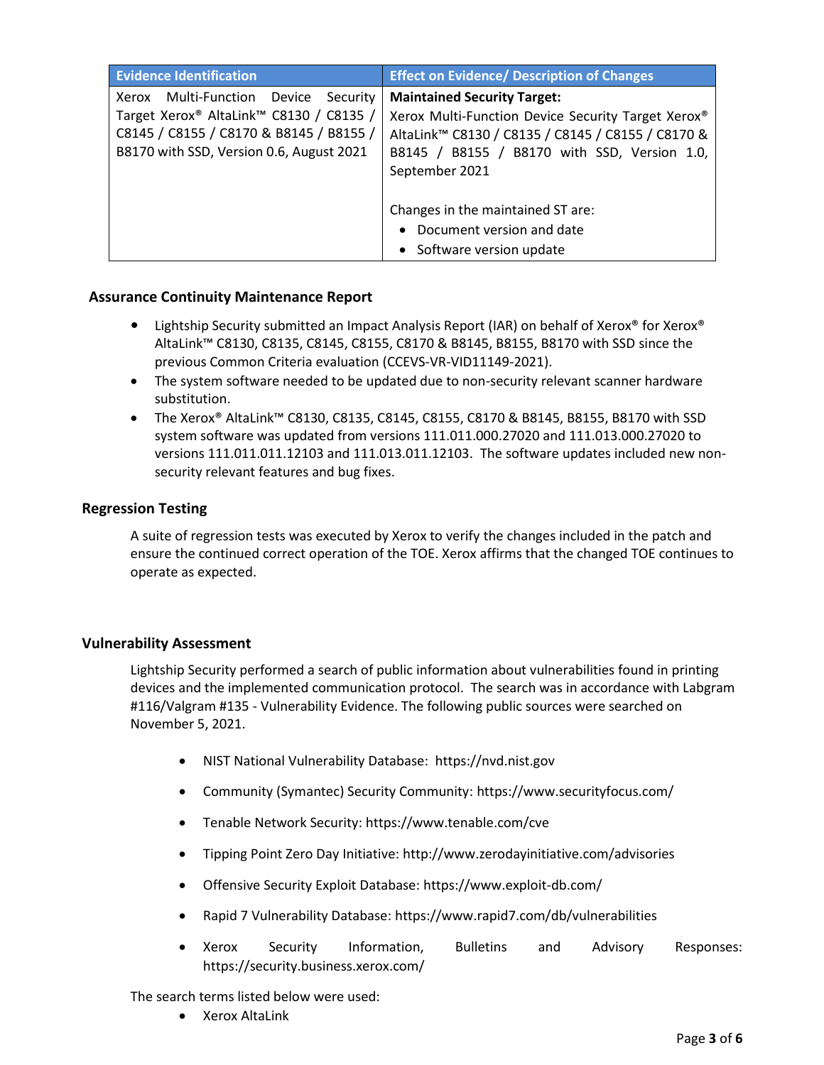| Evidence Identification | Effect on Evidence/ Description of Changes |
|---|---|
| Xerox Multi-Function Device Security Target Xerox® AltaLink™ C8130 / C8135 / C8145 / C8155 / C8170 & B8145 / B8155 / B8170 with SSD, Version 0.6, August 2021 | **Maintained Security Target:** Xerox Multi-Function Device Security Target Xerox® AltaLink™ C8130 / C8135 / C8145 / C8155 / C8170 & B8145 / B8155 / B8170 with SSD, Version 1.0, September 2021<br><br>Changes in the maintained ST are:<br>• Document version and date<br>• Software version update |

## Assurance Continuity Maintenance Report

- Lightship Security submitted an Impact Analysis Report (IAR) on behalf of Xerox® for Xerox® AltaLink™ C8130, C8135, C8145, C8155, C8170 & B8145, B8155, B8170 with SSD since the previous Common Criteria evaluation (CCEVS-VR-VID11149-2021).
- The system software needed to be updated due to non-security relevant scanner hardware substitution.
- The Xerox® AltaLink™ C8130, C8135, C8145, C8155, C8170 & B8145, B8155, B8170 with SSD system software was updated from versions 111.011.000.27020 and 111.013.000.27020 to versions 111.011.011.12103 and 111.013.011.12103. The software updates included new non-security relevant features and bug fixes.

## Regression Testing

A suite of regression tests was executed by Xerox to verify the changes included in the patch and ensure the continued correct operation of the TOE. Xerox affirms that the changed TOE continues to operate as expected.

## Vulnerability Assessment

Lightship Security performed a search of public information about vulnerabilities found in printing devices and the implemented communication protocol. The search was in accordance with Labgram #116/Valgram #135 - Vulnerability Evidence. The following public sources were searched on November 5, 2021.

- NIST National Vulnerability Database: https://nvd.nist.gov
- Community (Symantec) Security Community: https://www.securityfocus.com/
- Tenable Network Security: https://www.tenable.com/cve
- Tipping Point Zero Day Initiative: http://www.zerodayinitiative.com/advisories
- Offensive Security Exploit Database: https://www.exploit-db.com/
- Rapid 7 Vulnerability Database: https://www.rapid7.com/db/vulnerabilities
- Xerox Security Information, Bulletins and Advisory Responses: https://security.business.xerox.com/

The search terms listed below were used:

- Xerox AltaLink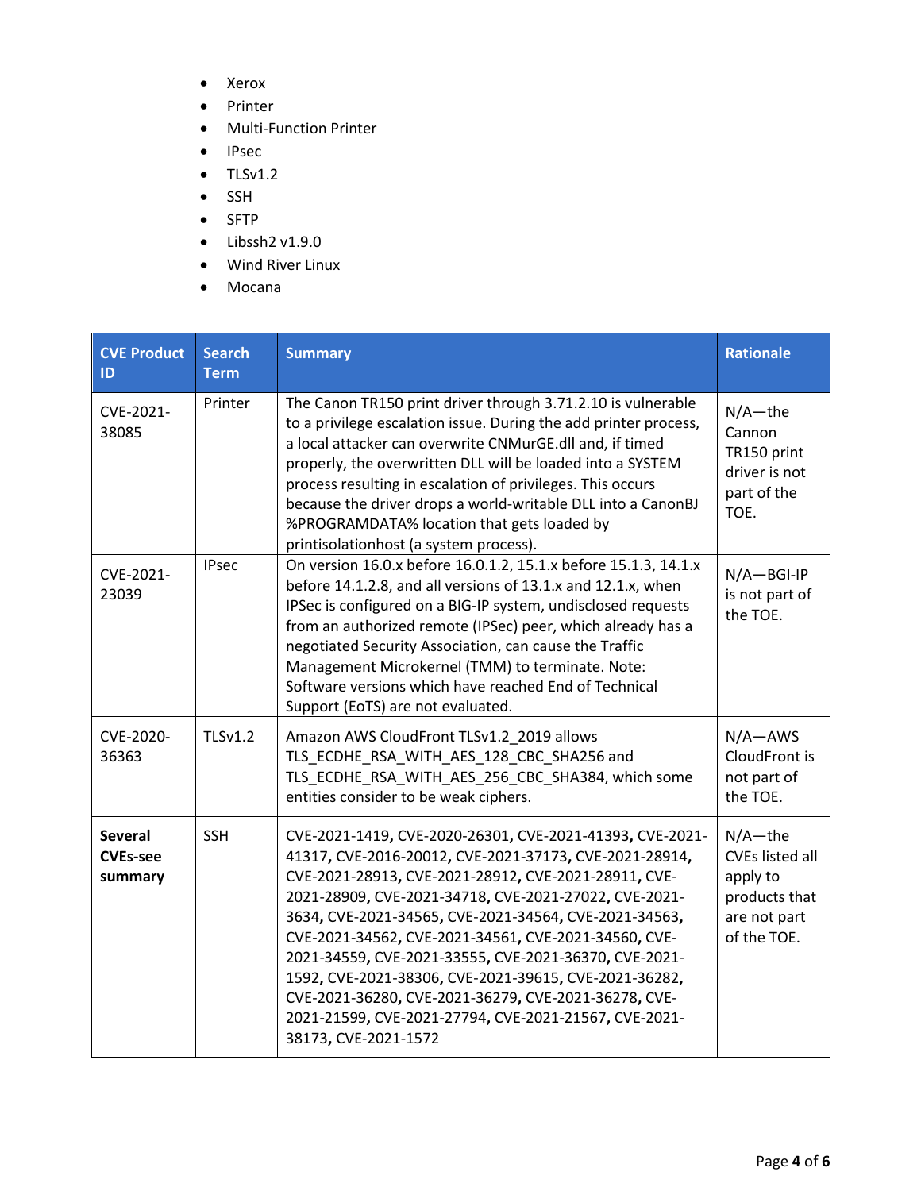- Xerox
- Printer
- Multi-Function Printer
- IPsec
- TLSv1.2
- SSH
- SFTP
- Libssh2 v1.9.0
- Wind River Linux
- Mocana

| CVE Product ID | Search Term | Summary | Rationale |
|---|---|---|---|
| CVE-2021-38085 | Printer | The Canon TR150 print driver through 3.71.2.10 is vulnerable to a privilege escalation issue. During the add printer process, a local attacker can overwrite CNMurGE.dll and, if timed properly, the overwritten DLL will be loaded into a SYSTEM process resulting in escalation of privileges. This occurs because the driver drops a world-writable DLL into a CanonBJ %PROGRAMDATA% location that gets loaded by printisolationhost (a system process). | N/A—the Cannon TR150 print driver is not part of the TOE. |
| CVE-2021-23039 | IPsec | On version 16.0.x before 16.0.1.2, 15.1.x before 15.1.3, 14.1.x before 14.1.2.8, and all versions of 13.1.x and 12.1.x, when IPSec is configured on a BIG-IP system, undisclosed requests from an authorized remote (IPSec) peer, which already has a negotiated Security Association, can cause the Traffic Management Microkernel (TMM) to terminate. Note: Software versions which have reached End of Technical Support (EoTS) are not evaluated. | N/A—BGI-IP is not part of the TOE. |
| CVE-2020-36363 | TLSv1.2 | Amazon AWS CloudFront TLSv1.2_2019 allows TLS_ECDHE_RSA_WITH_AES_128_CBC_SHA256 and TLS_ECDHE_RSA_WITH_AES_256_CBC_SHA384, which some entities consider to be weak ciphers. | N/A—AWS CloudFront is not part of the TOE. |
| **Several CVEs-see summary** | SSH | CVE-2021-1419, CVE-2020-26301, CVE-2021-41393, CVE-2021-41317, CVE-2016-20012, CVE-2021-37173, CVE-2021-28914, CVE-2021-28913, CVE-2021-28912, CVE-2021-28911, CVE-2021-28909, CVE-2021-34718, CVE-2021-27022, CVE-2021-3634, CVE-2021-34565, CVE-2021-34564, CVE-2021-34563, CVE-2021-34562, CVE-2021-34561, CVE-2021-34560, CVE-2021-34559, CVE-2021-33555, CVE-2021-36370, CVE-2021-1592, CVE-2021-38306, CVE-2021-39615, CVE-2021-36282, CVE-2021-36280, CVE-2021-36279, CVE-2021-36278, CVE-2021-21599, CVE-2021-27794, CVE-2021-21567, CVE-2021-38173, CVE-2021-1572 | N/A—the CVEs listed all apply to products that are not part of the TOE. |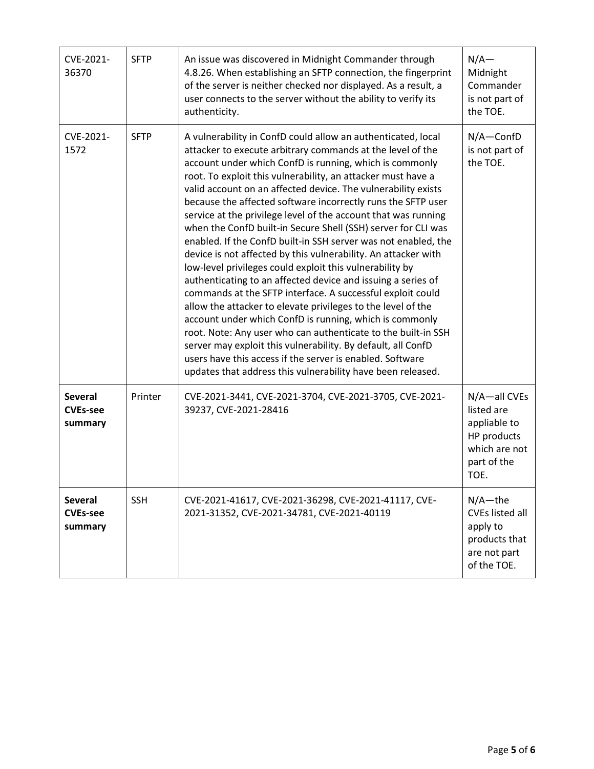| CVE-2021-36370 | SFTP | An issue was discovered in Midnight Commander through 4.8.26. When establishing an SFTP connection, the fingerprint of the server is neither checked nor displayed. As a result, a user connects to the server without the ability to verify its authenticity. | N/A—Midnight Commander is not part of the TOE. |
|---|---|---|---|
| CVE-2021-1572 | SFTP | A vulnerability in ConfD could allow an authenticated, local attacker to execute arbitrary commands at the level of the account under which ConfD is running, which is commonly root. To exploit this vulnerability, an attacker must have a valid account on an affected device. The vulnerability exists because the affected software incorrectly runs the SFTP user service at the privilege level of the account that was running when the ConfD built-in Secure Shell (SSH) server for CLI was enabled. If the ConfD built-in SSH server was not enabled, the device is not affected by this vulnerability. An attacker with low-level privileges could exploit this vulnerability by authenticating to an affected device and issuing a series of commands at the SFTP interface. A successful exploit could allow the attacker to elevate privileges to the level of the account under which ConfD is running, which is commonly root. Note: Any user who can authenticate to the built-in SSH server may exploit this vulnerability. By default, all ConfD users have this access if the server is enabled. Software updates that address this vulnerability have been released. | N/A—ConfD is not part of the TOE. |
| **Several CVEs-see summary** | Printer | CVE-2021-3441, CVE-2021-3704, CVE-2021-3705, CVE-2021-39237, CVE-2021-28416 | N/A—all CVEs listed are appliable to HP products which are not part of the TOE. |
| **Several CVEs-see summary** | SSH | CVE-2021-41617, CVE-2021-36298, CVE-2021-41117, CVE-2021-31352, CVE-2021-34781, CVE-2021-40119 | N/A—the CVEs listed all apply to products that are not part of the TOE. |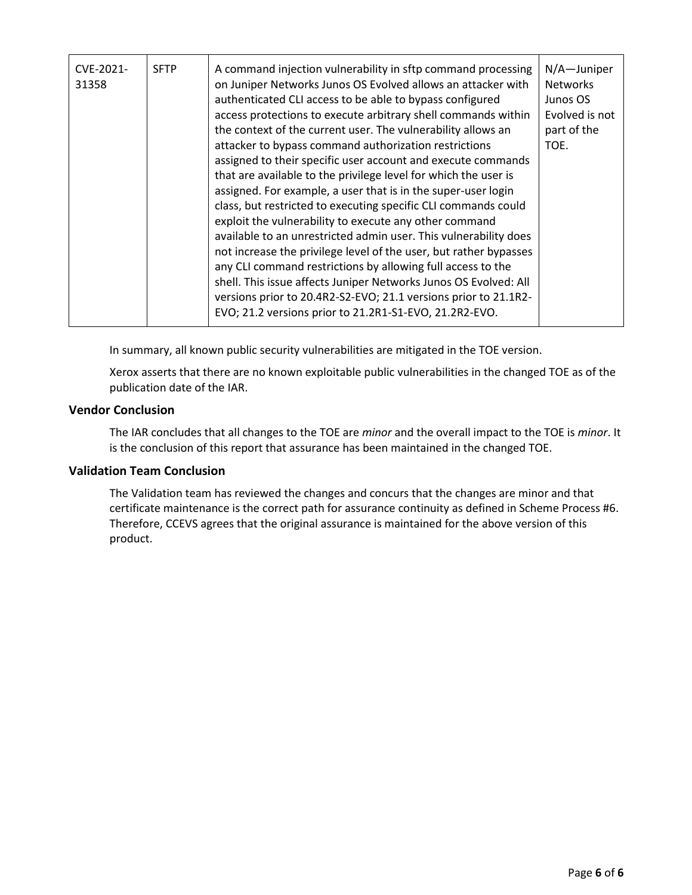| | | | |
|---|---|---|---|
| CVE-2021-31358 | SFTP | A command injection vulnerability in sftp command processing on Juniper Networks Junos OS Evolved allows an attacker with authenticated CLI access to be able to bypass configured access protections to execute arbitrary shell commands within the context of the current user. The vulnerability allows an attacker to bypass command authorization restrictions assigned to their specific user account and execute commands that are available to the privilege level for which the user is assigned. For example, a user that is in the super-user login class, but restricted to executing specific CLI commands could exploit the vulnerability to execute any other command available to an unrestricted admin user. This vulnerability does not increase the privilege level of the user, but rather bypasses any CLI command restrictions by allowing full access to the shell. This issue affects Juniper Networks Junos OS Evolved: All versions prior to 20.4R2-S2-EVO; 21.1 versions prior to 21.1R2-EVO; 21.2 versions prior to 21.2R1-S1-EVO, 21.2R2-EVO. | N/A—Juniper Networks Junos OS Evolved is not part of the TOE. |

In summary, all known public security vulnerabilities are mitigated in the TOE version.

Xerox asserts that there are no known exploitable public vulnerabilities in the changed TOE as of the publication date of the IAR.

### Vendor Conclusion

The IAR concludes that all changes to the TOE are *minor* and the overall impact to the TOE is *minor*. It is the conclusion of this report that assurance has been maintained in the changed TOE.

### Validation Team Conclusion

The Validation team has reviewed the changes and concurs that the changes are minor and that certificate maintenance is the correct path for assurance continuity as defined in Scheme Process #6. Therefore, CCEVS agrees that the original assurance is maintained for the above version of this product.